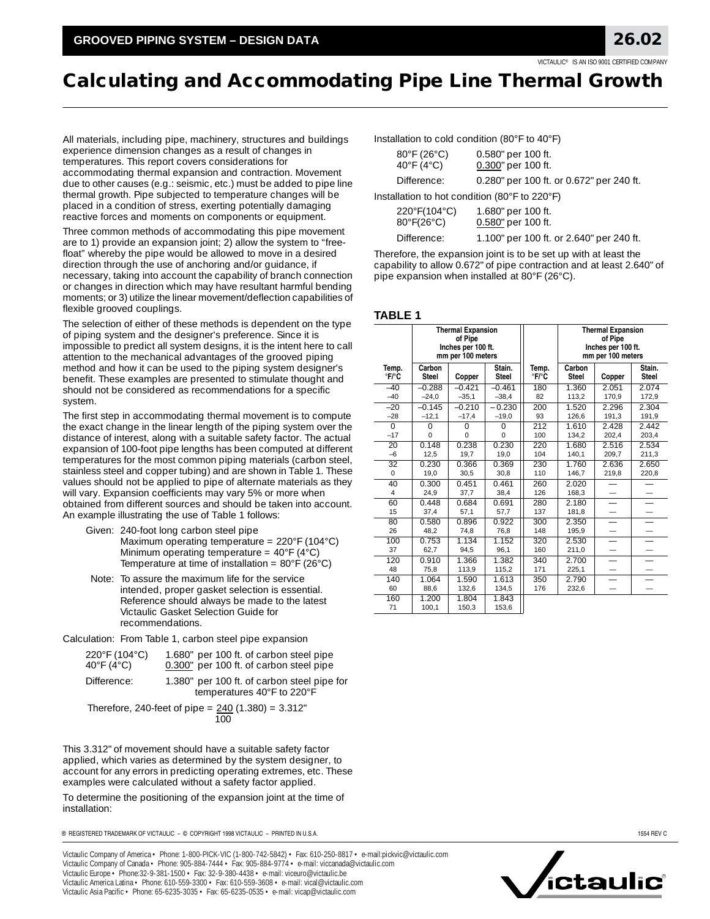# Calculating and Accommodating Pipe Line Thermal Growth

All materials, including pipe, machinery, structures and buildings experience dimension changes as a result of changes in temperatures. This report covers considerations for accommodating thermal expansion and contraction. Movement due to other causes (e.g.: seismic, etc.) must be added to pipe line thermal growth. Pipe subjected to temperature changes will be placed in a condition of stress, exerting potentially damaging reactive forces and moments on components or equipment.

Three common methods of accommodating this pipe movement are to 1) provide an expansion joint; 2) allow the system to "free-float" whereby the pipe would be allowed to move in a desired direction through the use of anchoring and/or guidance, if necessary, taking into account the capability of branch connection or changes in direction which may have resultant harmful bending moments; or 3) utilize the linear movement/deflection capabilities of flexible grooved couplings.

The selection of either of these methods is dependent on the type of piping system and the designer's preference. Since it is impossible to predict all system designs, it is the intent here to call attention to the mechanical advantages of the grooved piping method and how it can be used to the piping system designer's benefit. These examples are presented to stimulate thought and should not be considered as recommendations for a specific system.

The first step in accommodating thermal movement is to compute the exact change in the linear length of the piping system over the distance of interest, along with a suitable safety factor. The actual expansion of 100-foot pipe lengths has been computed at different temperatures for the most common piping materials (carbon steel, stainless steel and copper tubing) and are shown in Table 1. These values should not be applied to pipe of alternate materials as they will vary. Expansion coefficients may vary 5% or more when obtained from different sources and should be taken into account. An example illustrating the use of Table 1 follows:

Given: 240-foot long carbon steel pipe
Maximum operating temperature = 220°F (104°C)
Minimum operating temperature = 40°F (4°C)
Temperature at time of installation = 80°F (26°C)

Note: To assure the maximum life for the service intended, proper gasket selection is essential. Reference should always be made to the latest Victaulic Gasket Selection Guide for recommendations.

Calculation: From Table 1, carbon steel pipe expansion

220°F (104°C) 1.680" per 100 ft. of carbon steel pipe
40°F (4°C) 0.300" per 100 ft. of carbon steel pipe

Difference: 1.380" per 100 ft. of carbon steel pipe for temperatures 40°F to 220°F

Therefore, 240-feet of pipe = $\frac{240}{100}$ (1.380) = 3.312"

This 3.312" of movement should have a suitable safety factor applied, which varies as determined by the system designer, to account for any errors in predicting operating extremes, etc. These examples were calculated without a safety factor applied.

To determine the positioning of the expansion joint at the time of installation:

Installation to cold condition (80°F to 40°F)

80°F (26°C) 0.580" per 100 ft.
40°F (4°C) 0.300" per 100 ft.

Difference: 0.280" per 100 ft. or 0.672" per 240 ft.

Installation to hot condition (80°F to 220°F)

220°F(104°C) 1.680" per 100 ft.
80°F(26°C) 0.580" per 100 ft.

Difference: 1.100" per 100 ft. or 2.640" per 240 ft.

Therefore, the expansion joint is to be set up with at least the capability to allow 0.672" of pipe contraction and at least 2.640" of pipe expansion when installed at 80°F (26°C).

## TABLE 1

| | Thermal Expansion of Pipe Inches per 100 ft. mm per 100 meters | | | | Thermal Expansion of Pipe Inches per 100 ft. mm per 100 meters | | |
|---|---|---|---|---|---|---|---|
| Temp. °F/°C | Carbon Steel | Copper | Stain. Steel | Temp. °F/°C | Carbon Steel | Copper | Stain. Steel |
| –40 / –40 | –0.288 / –24,0 | –0.421 / –35,1 | –0.461 / –38,4 | 180 / 82 | 1.360 / 113,2 | 2.051 / 170,9 | 2.074 / 172,9 |
| –20 / –28 | –0.145 / –12,1 | –0.210 / –17,4 | – 0.230 / –19,0 | 200 / 93 | 1.520 / 126,6 | 2.296 / 191,3 | 2.304 / 191,9 |
| 0 / –17 | 0 / 0 | 0 / 0 | 0 / 0 | 212 / 100 | 1.610 / 134,2 | 2.428 / 202,4 | 2.442 / 203,4 |
| 20 / –6 | 0.148 / 12,5 | 0.238 / 19,7 | 0.230 / 19,0 | 220 / 104 | 1.680 / 140,1 | 2.516 / 209,7 | 2.534 / 211,3 |
| 32 / 0 | 0.230 / 19,0 | 0.366 / 30,5 | 0.369 / 30,8 | 230 / 110 | 1.760 / 146,7 | 2.636 / 219,8 | 2.650 / 220,8 |
| 40 / 4 | 0.300 / 24,9 | 0.451 / 37,7 | 0.461 / 38,4 | 260 / 126 | 2.020 / 168,3 | — | — |
| 60 / 15 | 0.448 / 37,4 | 0.684 / 57,1 | 0.691 / 57,7 | 280 / 137 | 2.180 / 181,8 | — | — |
| 80 / 26 | 0.580 / 48,2 | 0.896 / 74,8 | 0.922 / 76,8 | 300 / 148 | 2.350 / 195,9 | — | — |
| 100 / 37 | 0.753 / 62,7 | 1.134 / 94,5 | 1.152 / 96,1 | 320 / 160 | 2.530 / 211,0 | — | — |
| 120 / 48 | 0.910 / 75,8 | 1.366 / 113,9 | 1.382 / 115,2 | 340 / 171 | 2.700 / 225,1 | — | — |
| 140 / 60 | 1.064 / 88,6 | 1.590 / 132,6 | 1.613 / 134,5 | 350 / 176 | 2.790 / 232,6 | — | — |
| 160 / 71 | 1.200 / 100,1 | 1.804 / 150,3 | 1.843 / 153,6 | | | | |

® REGISTERED TRADEMARK OF VICTAULIC – © COPYRIGHT 1998 VICTAULIC – PRINTED IN U.S.A.

Victaulic Company of America • Phone: 1-800-PICK-VIC (1-800-742-5842) • Fax: 610-250-8817 • e-mail:pickvic@victaulic.com
Victaulic Company of Canada • Phone: 905-884-7444 • Fax: 905-884-9774 • e-mail: viccanada@victaulic.com
Victaulic Europe • Phone:32-9-381-1500 • Fax: 32-9-380-4438 • e-mail: viceuro@victaulic.be
Victaulic America Latina • Phone: 610-559-3300 • Fax: 610-559-3608 • e-mail: vical@victaulic.com
Victaulic Asia Pacific • Phone: 65-6235-3035 • Fax: 65-6235-0535 • e-mail: vicap@victaulic.com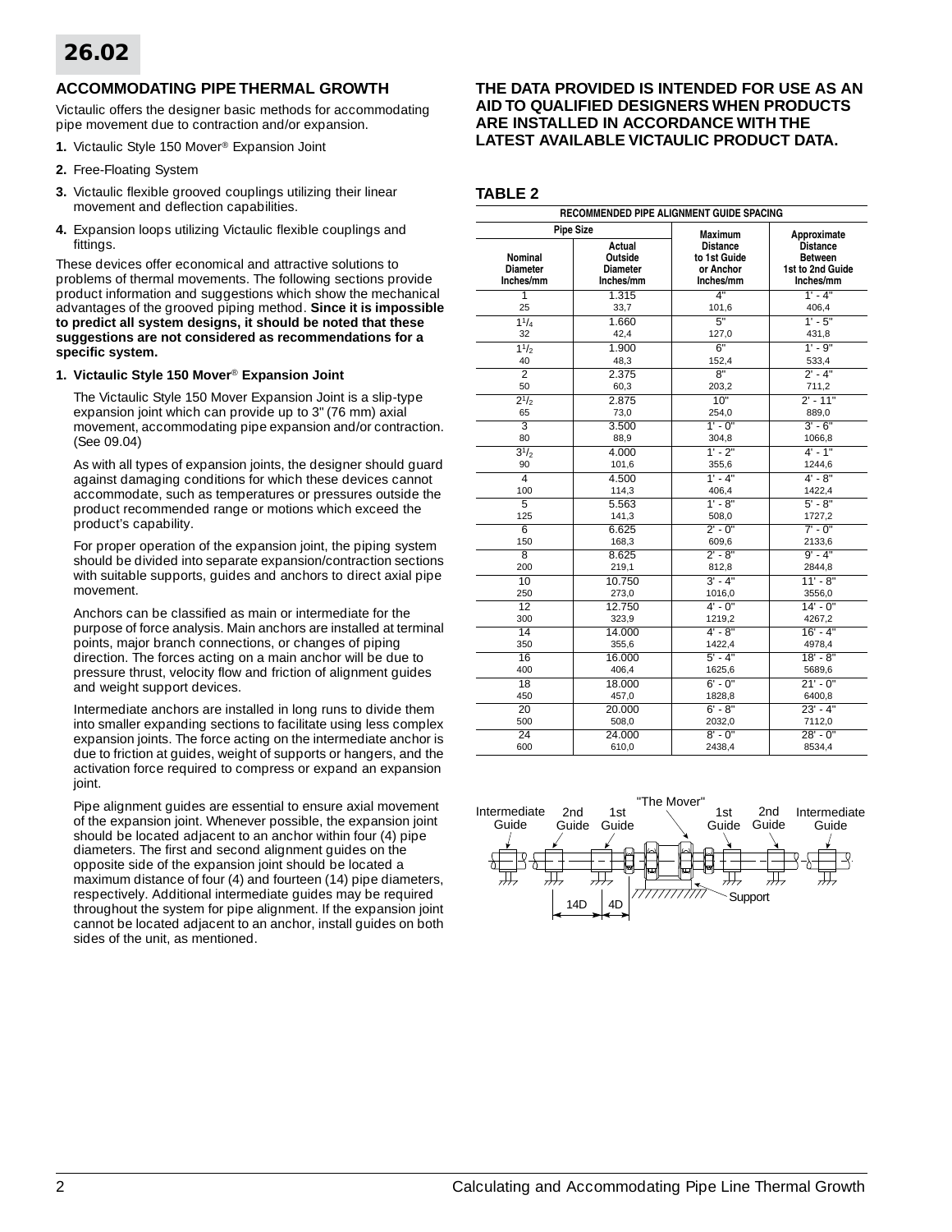# 26.02

## ACCOMMODATING PIPE THERMAL GROWTH

Victaulic offers the designer basic methods for accommodating pipe movement due to contraction and/or expansion.

1. Victaulic Style 150 Mover® Expansion Joint
2. Free-Floating System
3. Victaulic flexible grooved couplings utilizing their linear movement and deflection capabilities.
4. Expansion loops utilizing Victaulic flexible couplings and fittings.

These devices offer economical and attractive solutions to problems of thermal movements. The following sections provide product information and suggestions which show the mechanical advantages of the grooved piping method. **Since it is impossible to predict all system designs, it should be noted that these suggestions are not considered as recommendations for a specific system.**

**1. Victaulic Style 150 Mover® Expansion Joint**

The Victaulic Style 150 Mover Expansion Joint is a slip-type expansion joint which can provide up to 3" (76 mm) axial movement, accommodating pipe expansion and/or contraction. (See 09.04)

As with all types of expansion joints, the designer should guard against damaging conditions for which these devices cannot accommodate, such as temperatures or pressures outside the product recommended range or motions which exceed the product's capability.

For proper operation of the expansion joint, the piping system should be divided into separate expansion/contraction sections with suitable supports, guides and anchors to direct axial pipe movement.

Anchors can be classified as main or intermediate for the purpose of force analysis. Main anchors are installed at terminal points, major branch connections, or changes of piping direction. The forces acting on a main anchor will be due to pressure thrust, velocity flow and friction of alignment guides and weight support devices.

Intermediate anchors are installed in long runs to divide them into smaller expanding sections to facilitate using less complex expansion joints. The force acting on the intermediate anchor is due to friction at guides, weight of supports or hangers, and the activation force required to compress or expand an expansion joint.

Pipe alignment guides are essential to ensure axial movement of the expansion joint. Whenever possible, the expansion joint should be located adjacent to an anchor within four (4) pipe diameters. The first and second alignment guides on the opposite side of the expansion joint should be located a maximum distance of four (4) and fourteen (14) pipe diameters, respectively. Additional intermediate guides may be required throughout the system for pipe alignment. If the expansion joint cannot be located adjacent to an anchor, install guides on both sides of the unit, as mentioned.

**THE DATA PROVIDED IS INTENDED FOR USE AS AN AID TO QUALIFIED DESIGNERS WHEN PRODUCTS ARE INSTALLED IN ACCORDANCE WITH THE LATEST AVAILABLE VICTAULIC PRODUCT DATA.**

### TABLE 2

**RECOMMENDED PIPE ALIGNMENT GUIDE SPACING**

| Pipe Size: Nominal Diameter Inches/mm | Pipe Size: Actual Outside Diameter Inches/mm | Maximum Distance to 1st Guide or Anchor Inches/mm | Approximate Distance Between 1st to 2nd Guide Inches/mm |
|---|---|---|---|
| 1<br>25 | 1.315<br>33,7 | 4"<br>101,6 | 1' - 4"<br>406,4 |
| 1 1/4<br>32 | 1.660<br>42,4 | 5"<br>127,0 | 1' - 5"<br>431,8 |
| 1 1/2<br>40 | 1.900<br>48,3 | 6"<br>152,4 | 1' - 9"<br>533,4 |
| 2<br>50 | 2.375<br>60,3 | 8"<br>203,2 | 2' - 4"<br>711,2 |
| 2 1/2<br>65 | 2.875<br>73,0 | 10"<br>254,0 | 2' - 11"<br>889,0 |
| 3<br>80 | 3.500<br>88,9 | 1' - 0"<br>304,8 | 3' - 6"<br>1066,8 |
| 3 1/2<br>90 | 4.000<br>101,6 | 1' - 2"<br>355,6 | 4' - 1"<br>1244,6 |
| 4<br>100 | 4.500<br>114,3 | 1' - 4"<br>406,4 | 4' - 8"<br>1422,4 |
| 5<br>125 | 5.563<br>141,3 | 1' - 8"<br>508,0 | 5' - 8"<br>1727,2 |
| 6<br>150 | 6.625<br>168,3 | 2' - 0"<br>609,6 | 7' - 0"<br>2133,6 |
| 8<br>200 | 8.625<br>219,1 | 2' - 8"<br>812,8 | 9' - 4"<br>2844,8 |
| 10<br>250 | 10.750<br>273,0 | 3' - 4"<br>1016,0 | 11' - 8"<br>3556,0 |
| 12<br>300 | 12.750<br>323,9 | 4' - 0"<br>1219,2 | 14' - 0"<br>4267,2 |
| 14<br>350 | 14.000<br>355,6 | 4' - 8"<br>1422,4 | 16' - 4"<br>4978,4 |
| 16<br>400 | 16.000<br>406,4 | 5' - 4"<br>1625,6 | 18' - 8"<br>5689,6 |
| 18<br>450 | 18.000<br>457,0 | 6' - 0"<br>1828,8 | 21' - 0"<br>6400,8 |
| 20<br>500 | 20.000<br>508,0 | 6' - 8"<br>2032,0 | 23' - 4"<br>7112,0 |
| 24<br>600 | 24.000<br>610,0 | 8' - 0"<br>2438,4 | 28' - 0"<br>8534,4 |

Intermediate Guide — 2nd Guide — 1st Guide — "The Mover" — 1st Guide — 2nd Guide — Intermediate Guide; Support; 14D; 4D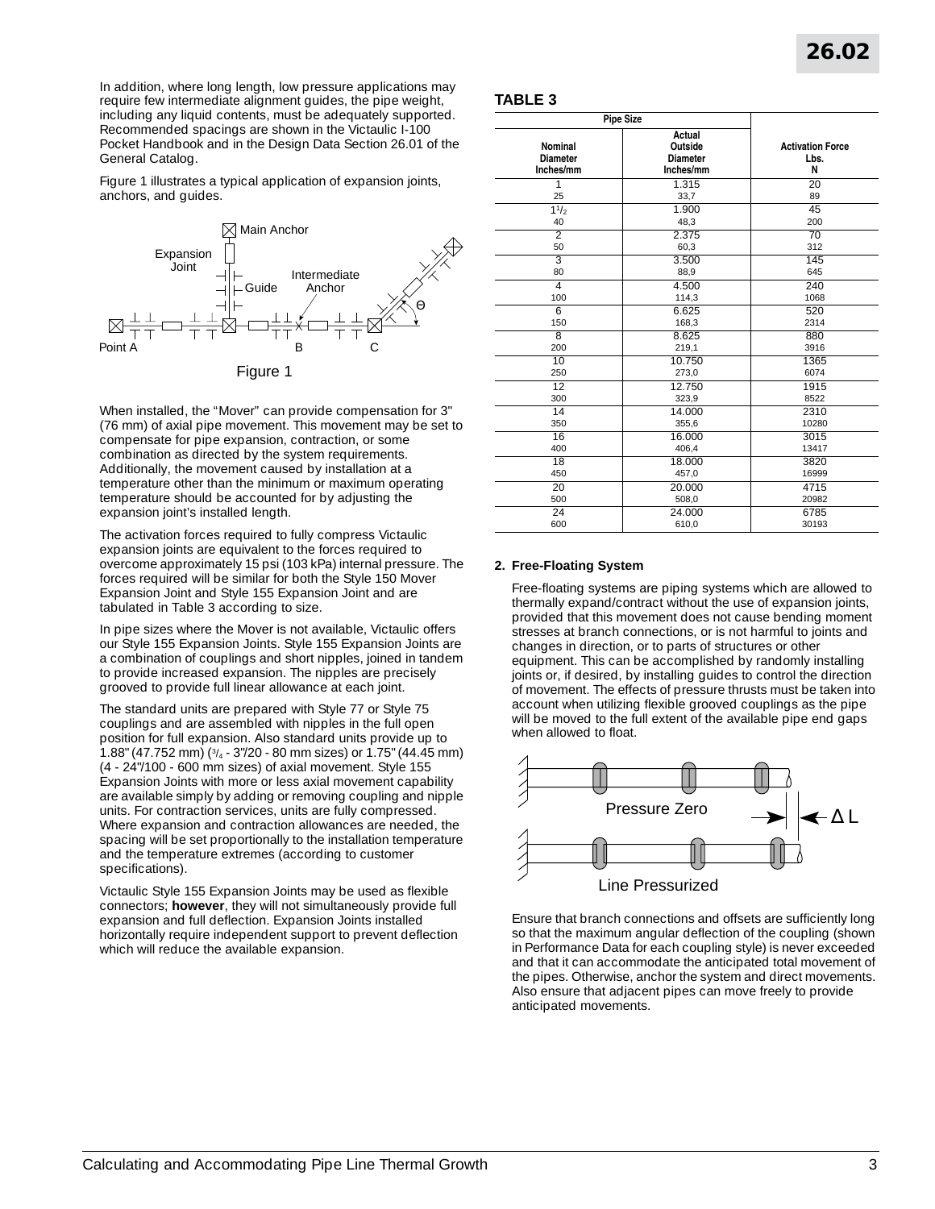In addition, where long length, low pressure applications may require few intermediate alignment guides, the pipe weight, including any liquid contents, must be adequately supported. Recommended spacings are shown in the Victaulic I-100 Pocket Handbook and in the Design Data Section 26.01 of the General Catalog.

Figure 1 illustrates a typical application of expansion joints, anchors, and guides.

Figure 1

When installed, the "Mover" can provide compensation for 3" (76 mm) of axial pipe movement. This movement may be set to compensate for pipe expansion, contraction, or some combination as directed by the system requirements. Additionally, the movement caused by installation at a temperature other than the minimum or maximum operating temperature should be accounted for by adjusting the expansion joint's installed length.

The activation forces required to fully compress Victaulic expansion joints are equivalent to the forces required to overcome approximately 15 psi (103 kPa) internal pressure. The forces required will be similar for both the Style 150 Mover Expansion Joint and Style 155 Expansion Joint and are tabulated in Table 3 according to size.

In pipe sizes where the Mover is not available, Victaulic offers our Style 155 Expansion Joints. Style 155 Expansion Joints are a combination of couplings and short nipples, joined in tandem to provide increased expansion. The nipples are precisely grooved to provide full linear allowance at each joint.

The standard units are prepared with Style 77 or Style 75 couplings and are assembled with nipples in the full open position for full expansion. Also standard units provide up to 1.88" (47.752 mm) (3/4 - 3"/20 - 80 mm sizes) or 1.75" (44.45 mm) (4 - 24"/100 - 600 mm sizes) of axial movement. Style 155 Expansion Joints with more or less axial movement capability are available simply by adding or removing coupling and nipple units. For contraction services, units are fully compressed. Where expansion and contraction allowances are needed, the spacing will be set proportionally to the installation temperature and the temperature extremes (according to customer specifications).

Victaulic Style 155 Expansion Joints may be used as flexible connectors; **however**, they will not simultaneously provide full expansion and full deflection. Expansion Joints installed horizontally require independent support to prevent deflection which will reduce the available expansion.

**TABLE 3**

| Pipe Size | | |
|---|---|---|
| Nominal Diameter Inches/mm | Actual Outside Diameter Inches/mm | Activation Force Lbs. N |
| 1<br>25 | 1.315<br>33,7 | 20<br>89 |
| 1 1/2<br>40 | 1.900<br>48,3 | 45<br>200 |
| 2<br>50 | 2.375<br>60,3 | 70<br>312 |
| 3<br>80 | 3.500<br>88,9 | 145<br>645 |
| 4<br>100 | 4.500<br>114,3 | 240<br>1068 |
| 6<br>150 | 6.625<br>168,3 | 520<br>2314 |
| 8<br>200 | 8.625<br>219,1 | 880<br>3916 |
| 10<br>250 | 10.750<br>273,0 | 1365<br>6074 |
| 12<br>300 | 12.750<br>323,9 | 1915<br>8522 |
| 14<br>350 | 14.000<br>355,6 | 2310<br>10280 |
| 16<br>400 | 16.000<br>406,4 | 3015<br>13417 |
| 18<br>450 | 18.000<br>457,0 | 3820<br>16999 |
| 20<br>500 | 20.000<br>508,0 | 4715<br>20982 |
| 24<br>600 | 24.000<br>610,0 | 6785<br>30193 |

**2. Free-Floating System**

Free-floating systems are piping systems which are allowed to thermally expand/contract without the use of expansion joints, provided that this movement does not cause bending moment stresses at branch connections, or is not harmful to joints and changes in direction, or to parts of structures or other equipment. This can be accomplished by randomly installing joints or, if desired, by installing guides to control the direction of movement. The effects of pressure thrusts must be taken into account when utilizing flexible grooved couplings as the pipe will be moved to the full extent of the available pipe end gaps when allowed to float.

Ensure that branch connections and offsets are sufficiently long so that the maximum angular deflection of the coupling (shown in Performance Data for each coupling style) is never exceeded and that it can accommodate the anticipated total movement of the pipes. Otherwise, anchor the system and direct movements. Also ensure that adjacent pipes can move freely to provide anticipated movements.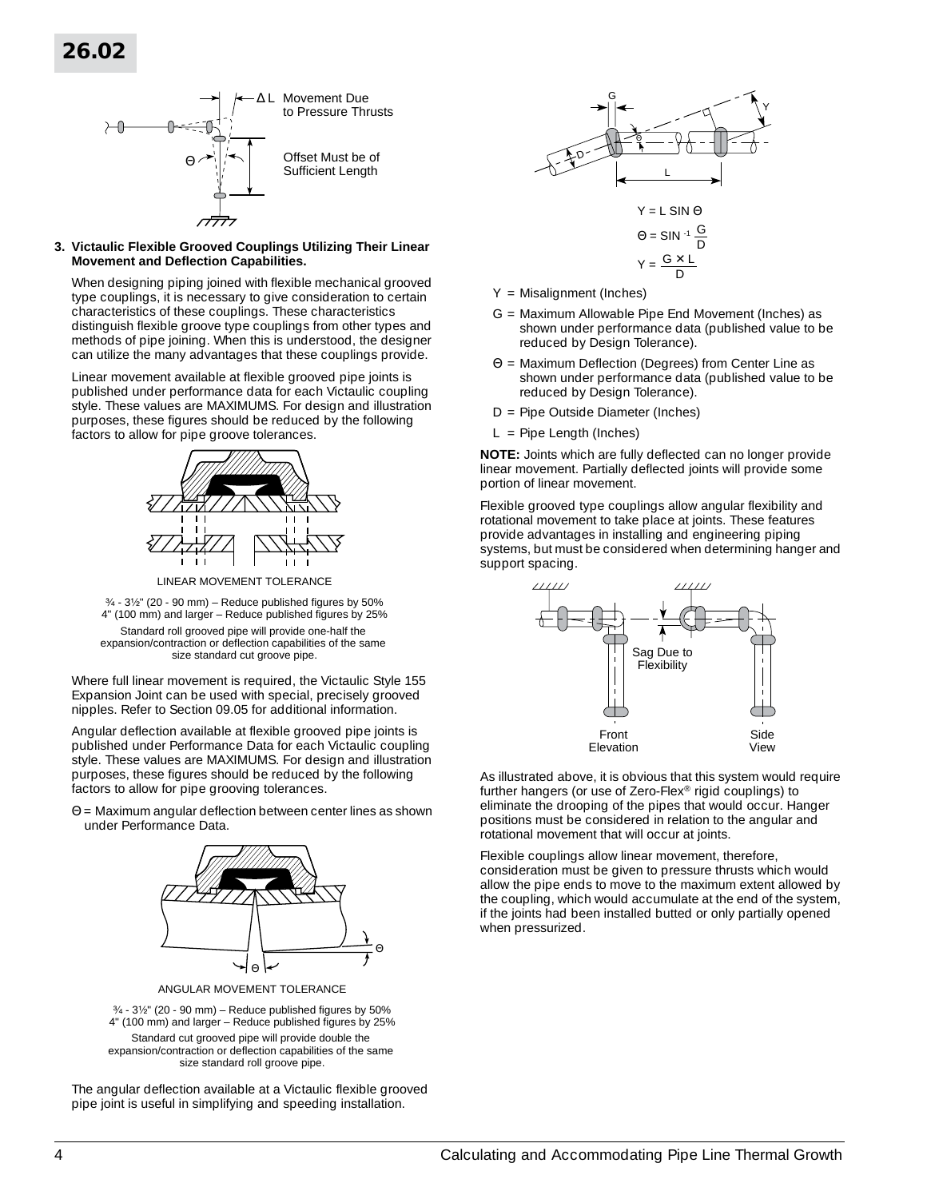Movement Due to Pressure Thrusts

Offset Must be of Sufficient Length

**3. Victaulic Flexible Grooved Couplings Utilizing Their Linear Movement and Deflection Capabilities.**

When designing piping joined with flexible mechanical grooved type couplings, it is necessary to give consideration to certain characteristics of these couplings. These characteristics distinguish flexible groove type couplings from other types and methods of pipe joining. When this is understood, the designer can utilize the many advantages that these couplings provide.

Linear movement available at flexible grooved pipe joints is published under performance data for each Victaulic coupling style. These values are MAXIMUMS. For design and illustration purposes, these figures should be reduced by the following factors to allow for pipe groove tolerances.

LINEAR MOVEMENT TOLERANCE

¾ - 3½" (20 - 90 mm) – Reduce published figures by 50%
4" (100 mm) and larger – Reduce published figures by 25%

Standard roll grooved pipe will provide one-half the expansion/contraction or deflection capabilities of the same size standard cut groove pipe.

Where full linear movement is required, the Victaulic Style 155 Expansion Joint can be used with special, precisely grooved nipples. Refer to Section 09.05 for additional information.

Angular deflection available at flexible grooved pipe joints is published under Performance Data for each Victaulic coupling style. These values are MAXIMUMS. For design and illustration purposes, these figures should be reduced by the following factors to allow for pipe grooving tolerances.

$\Theta$ = Maximum angular deflection between center lines as shown under Performance Data.

ANGULAR MOVEMENT TOLERANCE

¾ - 3½" (20 - 90 mm) – Reduce published figures by 50%
4" (100 mm) and larger – Reduce published figures by 25%

Standard cut grooved pipe will provide double the expansion/contraction or deflection capabilities of the same size standard roll groove pipe.

The angular deflection available at a Victaulic flexible grooved pipe joint is useful in simplifying and speeding installation.

$$Y = L \sin \Theta$$

$$\Theta = \sin^{-1} \frac{G}{D}$$

$$Y = \frac{G \times L}{D}$$

- Y = Misalignment (Inches)
- G = Maximum Allowable Pipe End Movement (Inches) as shown under performance data (published value to be reduced by Design Tolerance).
- $\Theta$ = Maximum Deflection (Degrees) from Center Line as shown under performance data (published value to be reduced by Design Tolerance).
- D = Pipe Outside Diameter (Inches)
- L = Pipe Length (Inches)

**NOTE:** Joints which are fully deflected can no longer provide linear movement. Partially deflected joints will provide some portion of linear movement.

Flexible grooved type couplings allow angular flexibility and rotational movement to take place at joints. These features provide advantages in installing and engineering piping systems, but must be considered when determining hanger and support spacing.

Sag Due to Flexibility

Front Elevation — Side View

As illustrated above, it is obvious that this system would require further hangers (or use of Zero-Flex® rigid couplings) to eliminate the drooping of the pipes that would occur. Hanger positions must be considered in relation to the angular and rotational movement that will occur at joints.

Flexible couplings allow linear movement, therefore, consideration must be given to pressure thrusts which would allow the pipe ends to move to the maximum extent allowed by the coupling, which would accumulate at the end of the system, if the joints had been installed butted or only partially opened when pressurized.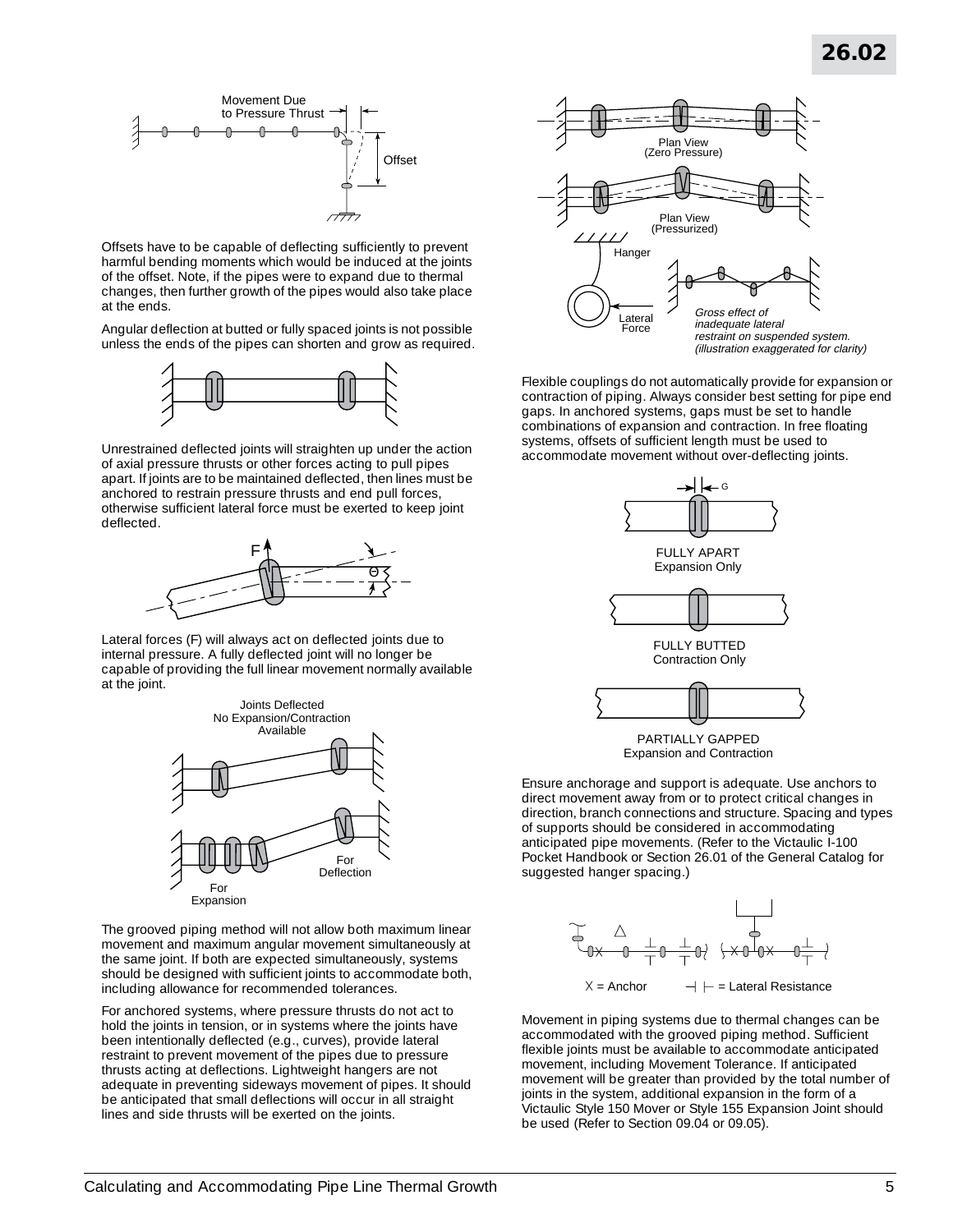Offsets have to be capable of deflecting sufficiently to prevent harmful bending moments which would be induced at the joints of the offset. Note, if the pipes were to expand due to thermal changes, then further growth of the pipes would also take place at the ends.

Angular deflection at butted or fully spaced joints is not possible unless the ends of the pipes can shorten and grow as required.

Unrestrained deflected joints will straighten up under the action of axial pressure thrusts or other forces acting to pull pipes apart. If joints are to be maintained deflected, then lines must be anchored to restrain pressure thrusts and end pull forces, otherwise sufficient lateral force must be exerted to keep joint deflected.

Lateral forces (F) will always act on deflected joints due to internal pressure. A fully deflected joint will no longer be capable of providing the full linear movement normally available at the joint.

The grooved piping method will not allow both maximum linear movement and maximum angular movement simultaneously at the same joint. If both are expected simultaneously, systems should be designed with sufficient joints to accommodate both, including allowance for recommended tolerances.

For anchored systems, where pressure thrusts do not act to hold the joints in tension, or in systems where the joints have been intentionally deflected (e.g., curves), provide lateral restraint to prevent movement of the pipes due to pressure thrusts acting at deflections. Lightweight hangers are not adequate in preventing sideways movement of pipes. It should be anticipated that small deflections will occur in all straight lines and side thrusts will be exerted on the joints.

Flexible couplings do not automatically provide for expansion or contraction of piping. Always consider best setting for pipe end gaps. In anchored systems, gaps must be set to handle combinations of expansion and contraction. In free floating systems, offsets of sufficient length must be used to accommodate movement without over-deflecting joints.

Ensure anchorage and support is adequate. Use anchors to direct movement away from or to protect critical changes in direction, branch connections and structure. Spacing and types of supports should be considered in accommodating anticipated pipe movements. (Refer to the Victaulic I-100 Pocket Handbook or Section 26.01 of the General Catalog for suggested hanger spacing.)

Movement in piping systems due to thermal changes can be accommodated with the grooved piping method. Sufficient flexible joints must be available to accommodate anticipated movement, including Movement Tolerance. If anticipated movement will be greater than provided by the total number of joints in the system, additional expansion in the form of a Victaulic Style 150 Mover or Style 155 Expansion Joint should be used (Refer to Section 09.04 or 09.05).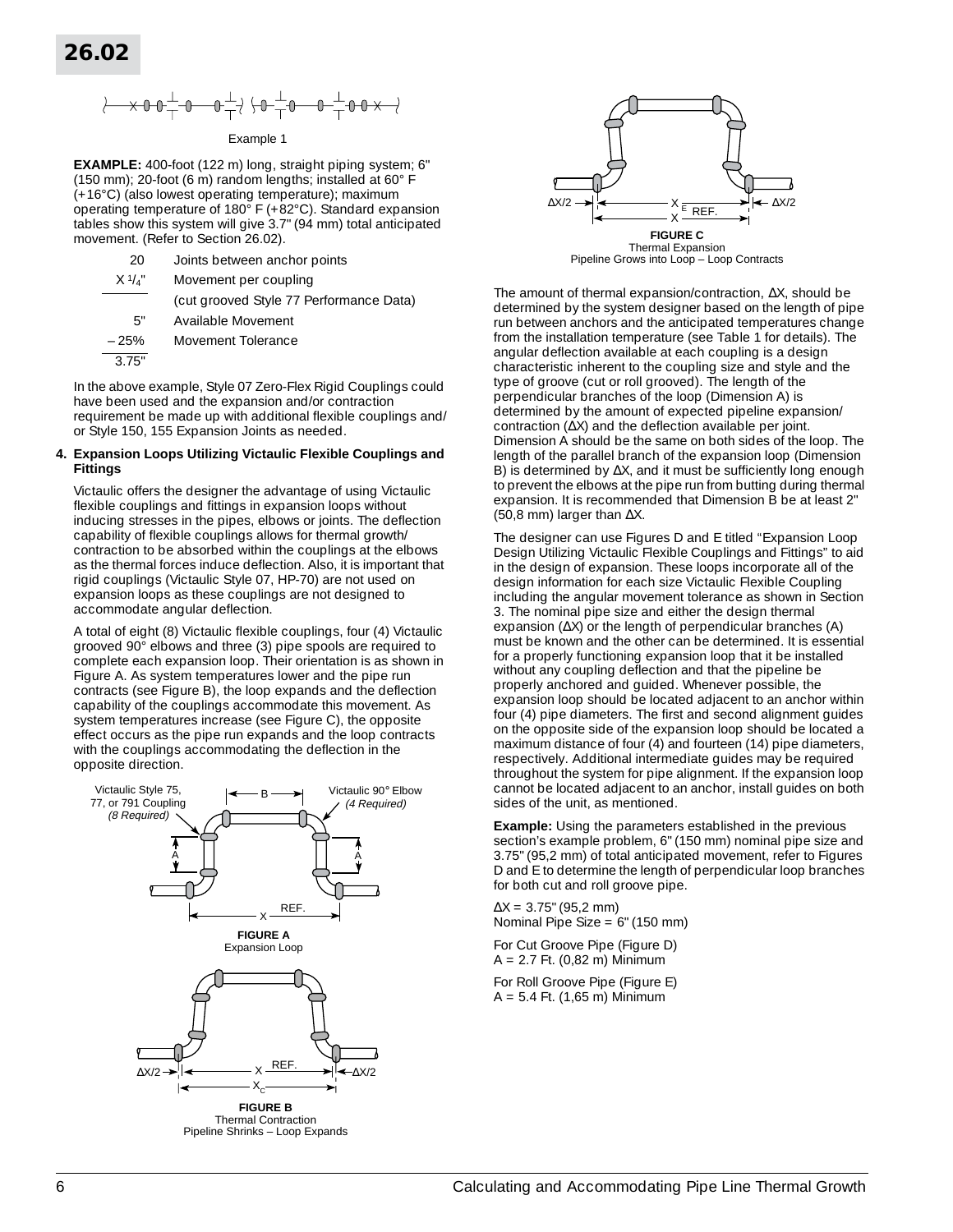Example 1

**EXAMPLE:** 400-foot (122 m) long, straight piping system; 6" (150 mm); 20-foot (6 m) random lengths; installed at 60° F (+16°C) (also lowest operating temperature); maximum operating temperature of 180° F (+82°C). Standard expansion tables show this system will give 3.7" (94 mm) total anticipated movement. (Refer to Section 26.02).

| | |
|---|---|
| 20 | Joints between anchor points |
| X 1/4" | Movement per coupling |
| | (cut grooved Style 77 Performance Data) |
| 5" | Available Movement |
| – 25% | Movement Tolerance |
| 3.75" | |

In the above example, Style 07 Zero-Flex Rigid Couplings could have been used and the expansion and/or contraction requirement be made up with additional flexible couplings and/or Style 150, 155 Expansion Joints as needed.

**4. Expansion Loops Utilizing Victaulic Flexible Couplings and Fittings**

Victaulic offers the designer the advantage of using Victaulic flexible couplings and fittings in expansion loops without inducing stresses in the pipes, elbows or joints. The deflection capability of flexible couplings allows for thermal growth/contraction to be absorbed within the couplings at the elbows as the thermal forces induce deflection. Also, it is important that rigid couplings (Victaulic Style 07, HP-70) are not used on expansion loops as these couplings are not designed to accommodate angular deflection.

A total of eight (8) Victaulic flexible couplings, four (4) Victaulic grooved 90° elbows and three (3) pipe spools are required to complete each expansion loop. Their orientation is as shown in Figure A. As system temperatures lower and the pipe run contracts (see Figure B), the loop expands and the deflection capability of the couplings accommodate this movement. As system temperatures increase (see Figure C), the opposite effect occurs as the pipe run expands and the loop contracts with the couplings accommodating the deflection in the opposite direction.

Victaulic Style 75, 77, or 791 Coupling *(8 Required)*

Victaulic 90° Elbow *(4 Required)*

**FIGURE A**
Expansion Loop

**FIGURE B**
Thermal Contraction
Pipeline Shrinks – Loop Expands

**FIGURE C**
Thermal Expansion
Pipeline Grows into Loop – Loop Contracts

The amount of thermal expansion/contraction, ΔX, should be determined by the system designer based on the length of pipe run between anchors and the anticipated temperatures change from the installation temperature (see Table 1 for details). The angular deflection available at each coupling is a design characteristic inherent to the coupling size and style and the type of groove (cut or roll grooved). The length of the perpendicular branches of the loop (Dimension A) is determined by the amount of expected pipeline expansion/contraction (ΔX) and the deflection available per joint. Dimension A should be the same on both sides of the loop. The length of the parallel branch of the expansion loop (Dimension B) is determined by ΔX, and it must be sufficiently long enough to prevent the elbows at the pipe run from butting during thermal expansion. It is recommended that Dimension B be at least 2" (50,8 mm) larger than ΔX.

The designer can use Figures D and E titled "Expansion Loop Design Utilizing Victaulic Flexible Couplings and Fittings" to aid in the design of expansion. These loops incorporate all of the design information for each size Victaulic Flexible Coupling including the angular movement tolerance as shown in Section 3. The nominal pipe size and either the design thermal expansion (ΔX) or the length of perpendicular branches (A) must be known and the other can be determined. It is essential for a properly functioning expansion loop that it be installed without any coupling deflection and that the pipeline be properly anchored and guided. Whenever possible, the expansion loop should be located adjacent to an anchor within four (4) pipe diameters. The first and second alignment guides on the opposite side of the expansion loop should be located a maximum distance of four (4) and fourteen (14) pipe diameters, respectively. Additional intermediate guides may be required throughout the system for pipe alignment. If the expansion loop cannot be located adjacent to an anchor, install guides on both sides of the unit, as mentioned.

**Example:** Using the parameters established in the previous section's example problem, 6" (150 mm) nominal pipe size and 3.75" (95,2 mm) of total anticipated movement, refer to Figures D and E to determine the length of perpendicular loop branches for both cut and roll groove pipe.

ΔX = 3.75" (95,2 mm)
Nominal Pipe Size = 6" (150 mm)

For Cut Groove Pipe (Figure D)
A = 2.7 Ft. (0,82 m) Minimum

For Roll Groove Pipe (Figure E)
A = 5.4 Ft. (1,65 m) Minimum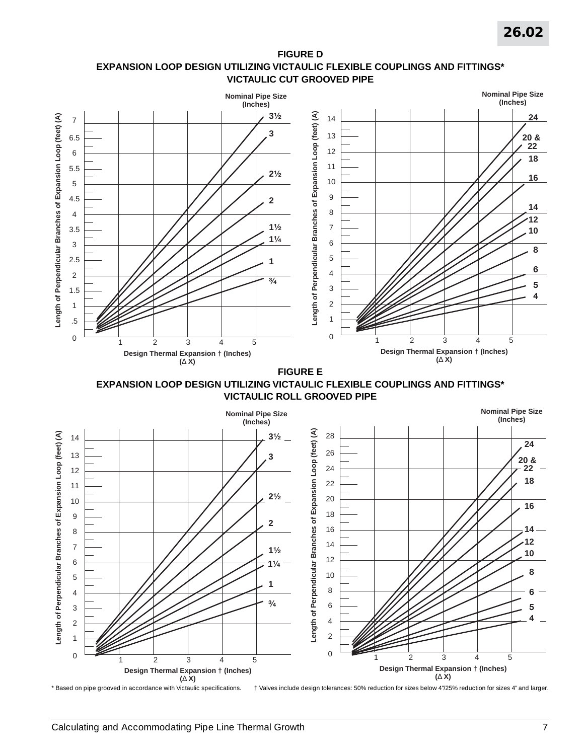**FIGURE D**
**EXPANSION LOOP DESIGN UTILIZING VICTAULIC FLEXIBLE COUPLINGS AND FITTINGS***
**VICTAULIC CUT GROOVED PIPE**

Nominal Pipe Size (Inches): ¾, 1, 1¼, 1½, 2, 2½, 3, 3½

Length of Perpendicular Branches of Expansion Loop (feet) (A): 0, .5, 1, 1.5, 2, 2.5, 3, 3.5, 4, 4.5, 5, 5.5, 6, 6.5, 7

Design Thermal Expansion † (Inches) (Δ X): 1, 2, 3, 4, 5

Nominal Pipe Size (Inches): 4, 5, 6, 8, 10, 12, 14, 16, 18, 20 & 22, 24

Length of Perpendicular Branches of Expansion Loop (feet) (A): 0, 1, 2, 3, 4, 5, 6, 7, 8, 9, 10, 11, 12, 13, 14

Design Thermal Expansion † (Inches) (Δ X): 1, 2, 3, 4, 5

**FIGURE E**
**EXPANSION LOOP DESIGN UTILIZING VICTAULIC FLEXIBLE COUPLINGS AND FITTINGS***
**VICTAULIC ROLL GROOVED PIPE**

Nominal Pipe Size (Inches): ¾, 1, 1¼, 1½, 2, 2½, 3, 3½

Length of Perpendicular Branches of Expansion Loop (feet) (A): 0, 1, 2, 3, 4, 5, 6, 7, 8, 9, 10, 11, 12, 13, 14

Design Thermal Expansion † (Inches) (Δ X): 1, 2, 3, 4, 5

Nominal Pipe Size (Inches): 4, 5, 6, 8, 10, 12, 14, 16, 18, 20 & 22, 24

Length of Perpendicular Branches of Expansion Loop (feet) (A): 0, 2, 4, 6, 8, 10, 12, 14, 16, 18, 20, 22, 24, 26, 28

Design Thermal Expansion † (Inches) (Δ X): 1, 2, 3, 4, 5

\* Based on pipe grooved in accordance with Victaulic specifications. † Valves include design tolerances: 50% reduction for sizes below 4"/25% reduction for sizes 4" and larger.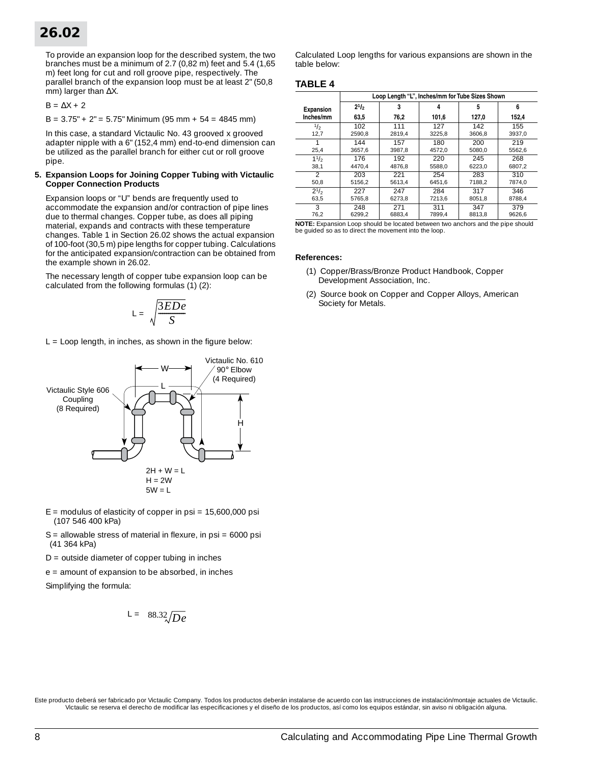# 26.02

To provide an expansion loop for the described system, the two branches must be a minimum of 2.7 (0,82 m) feet and 5.4 (1,65 m) feet long for cut and roll groove pipe, respectively. The parallel branch of the expansion loop must be at least 2" (50,8 mm) larger than ΔX.

B = ΔX + 2

B = 3.75" + 2" = 5.75" Minimum (95 mm + 54 = 4845 mm)

In this case, a standard Victaulic No. 43 grooved x grooved adapter nipple with a 6" (152,4 mm) end-to-end dimension can be utilized as the parallel branch for either cut or roll groove pipe.

**5. Expansion Loops for Joining Copper Tubing with Victaulic Copper Connection Products**

Expansion loops or "U" bends are frequently used to accommodate the expansion and/or contraction of pipe lines due to thermal changes. Copper tube, as does all piping material, expands and contracts with these temperature changes. Table 1 in Section 26.02 shows the actual expansion of 100-foot (30,5 m) pipe lengths for copper tubing. Calculations for the anticipated expansion/contraction can be obtained from the example shown in 26.02.

The necessary length of copper tube expansion loop can be calculated from the following formulas (1) (2):

$$L = \sqrt{\frac{3EDe}{S}}$$

L = Loop length, in inches, as shown in the figure below:

W

L

H

Victaulic No. 610 90° Elbow (4 Required)

Victaulic Style 606 Coupling (8 Required)

2H + W = L
H = 2W
5W = L

E = modulus of elasticity of copper in psi = 15,600,000 psi (107 546 400 kPa)

S = allowable stress of material in flexure, in psi = 6000 psi (41 364 kPa)

D = outside diameter of copper tubing in inches

e = amount of expansion to be absorbed, in inches

Simplifying the formula:

$$L = 88.32\sqrt{De}$$

Calculated Loop lengths for various expansions are shown in the table below:

**TABLE 4**

| Expansion Inches/mm | Loop Length "L", Inches/mm for Tube Sizes Shown | | | | |
|---|---|---|---|---|---|
| | 2 1/2 63,5 | 3 76,2 | 4 101,6 | 5 127,0 | 6 152,4 |
| 1/2 12,7 | 102 2590,8 | 111 2819,4 | 127 3225,8 | 142 3606,8 | 155 3937,0 |
| 1 25,4 | 144 3657,6 | 157 3987,8 | 180 4572,0 | 200 5080,0 | 219 5562,6 |
| 1 1/2 38,1 | 176 4470,4 | 192 4876,8 | 220 5588,0 | 245 6223,0 | 268 6807,2 |
| 2 50,8 | 203 5156,2 | 221 5613,4 | 254 6451,6 | 283 7188,2 | 310 7874,0 |
| 2 1/2 63,5 | 227 5765,8 | 247 6273,8 | 284 7213,6 | 317 8051,8 | 346 8788,4 |
| 3 76,2 | 248 6299,2 | 271 6883,4 | 311 7899,4 | 347 8813,8 | 379 9626,6 |

**NOTE:** Expansion Loop should be located between two anchors and the pipe should be guided so as to direct the movement into the loop.

**References:**

(1) Copper/Brass/Bronze Product Handbook, Copper Development Association, Inc.

(2) Source book on Copper and Copper Alloys, American Society for Metals.

Este producto deberá ser fabricado por Victaulic Company. Todos los productos deberán instalarse de acuerdo con las instrucciones de instalación/montaje actuales de Victaulic. Victaulic se reserva el derecho de modificar las especificaciones y el diseño de los productos, así como los equipos estándar, sin aviso ni obligación alguna.